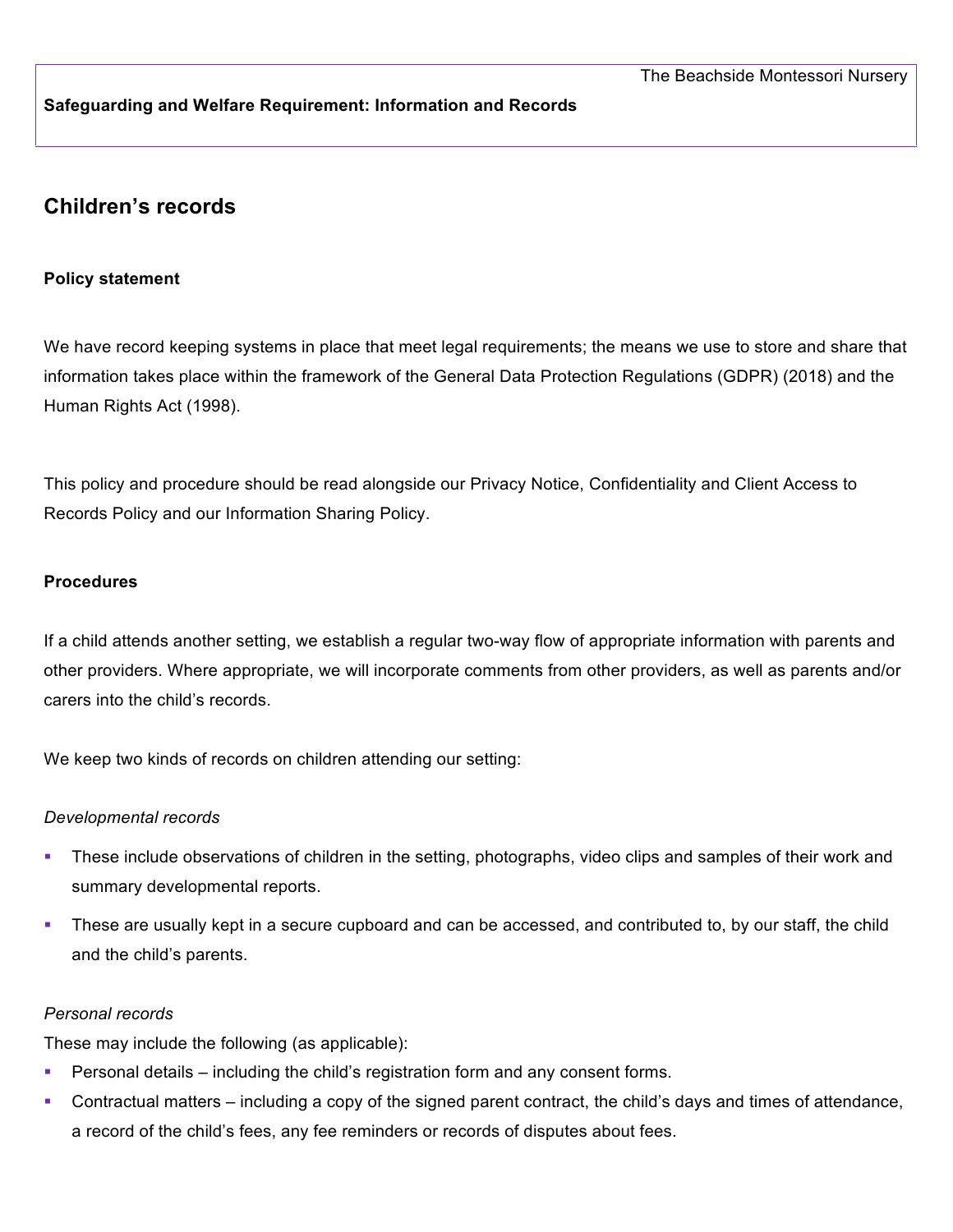The Beachside Montessori Nursery

**Safeguarding and Welfare Requirement: Information and Records**

## Children's records

### Policy statement

We have record keeping systems in place that meet legal requirements; the means we use to store and share that information takes place within the framework of the General Data Protection Regulations (GDPR) (2018) and the Human Rights Act (1998).

This policy and procedure should be read alongside our Privacy Notice, Confidentiality and Client Access to Records Policy and our Information Sharing Policy.

### Procedures

If a child attends another setting, we establish a regular two-way flow of appropriate information with parents and other providers. Where appropriate, we will incorporate comments from other providers, as well as parents and/or carers into the child's records.

We keep two kinds of records on children attending our setting:

*Developmental records*

- These include observations of children in the setting, photographs, video clips and samples of their work and summary developmental reports.
- These are usually kept in a secure cupboard and can be accessed, and contributed to, by our staff, the child and the child's parents.

*Personal records*

These may include the following (as applicable):

- Personal details – including the child's registration form and any consent forms.
- Contractual matters – including a copy of the signed parent contract, the child's days and times of attendance, a record of the child's fees, any fee reminders or records of disputes about fees.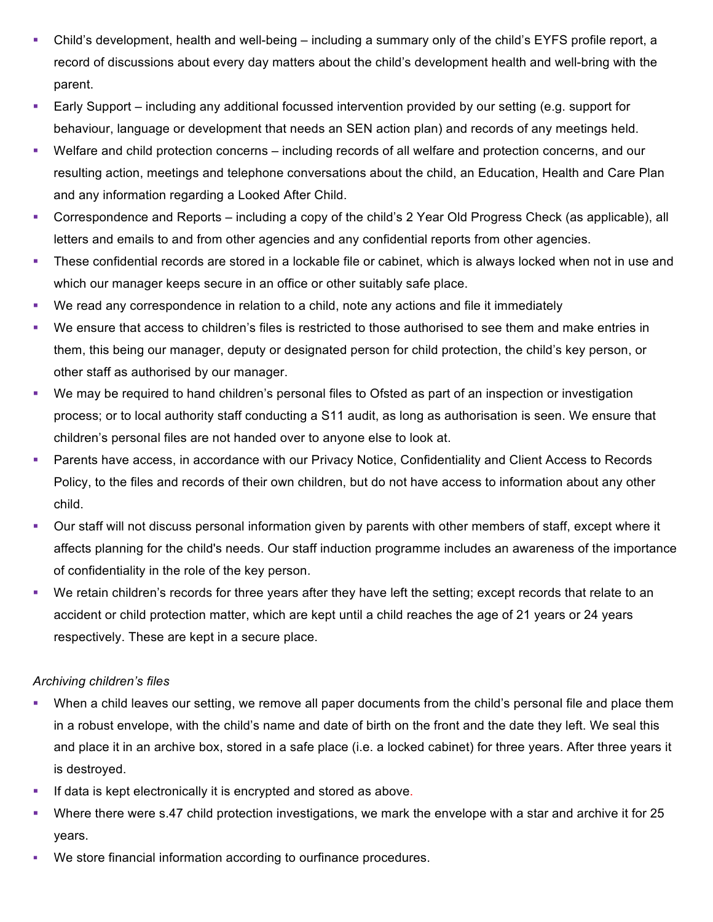- Child's development, health and well-being – including a summary only of the child's EYFS profile report, a record of discussions about every day matters about the child's development health and well-bring with the parent.
- Early Support – including any additional focussed intervention provided by our setting (e.g. support for behaviour, language or development that needs an SEN action plan) and records of any meetings held.
- Welfare and child protection concerns – including records of all welfare and protection concerns, and our resulting action, meetings and telephone conversations about the child, an Education, Health and Care Plan and any information regarding a Looked After Child.
- Correspondence and Reports – including a copy of the child's 2 Year Old Progress Check (as applicable), all letters and emails to and from other agencies and any confidential reports from other agencies.
- These confidential records are stored in a lockable file or cabinet, which is always locked when not in use and which our manager keeps secure in an office or other suitably safe place.
- We read any correspondence in relation to a child, note any actions and file it immediately
- We ensure that access to children's files is restricted to those authorised to see them and make entries in them, this being our manager, deputy or designated person for child protection, the child's key person, or other staff as authorised by our manager.
- We may be required to hand children's personal files to Ofsted as part of an inspection or investigation process; or to local authority staff conducting a S11 audit, as long as authorisation is seen. We ensure that children's personal files are not handed over to anyone else to look at.
- Parents have access, in accordance with our Privacy Notice, Confidentiality and Client Access to Records Policy, to the files and records of their own children, but do not have access to information about any other child.
- Our staff will not discuss personal information given by parents with other members of staff, except where it affects planning for the child's needs. Our staff induction programme includes an awareness of the importance of confidentiality in the role of the key person.
- We retain children's records for three years after they have left the setting; except records that relate to an accident or child protection matter, which are kept until a child reaches the age of 21 years or 24 years respectively. These are kept in a secure place.

*Archiving children's files*

- When a child leaves our setting, we remove all paper documents from the child's personal file and place them in a robust envelope, with the child's name and date of birth on the front and the date they left. We seal this and place it in an archive box, stored in a safe place (i.e. a locked cabinet) for three years. After three years it is destroyed.
- If data is kept electronically it is encrypted and stored as above.
- Where there were s.47 child protection investigations, we mark the envelope with a star and archive it for 25 years.
- We store financial information according to ourfinance procedures.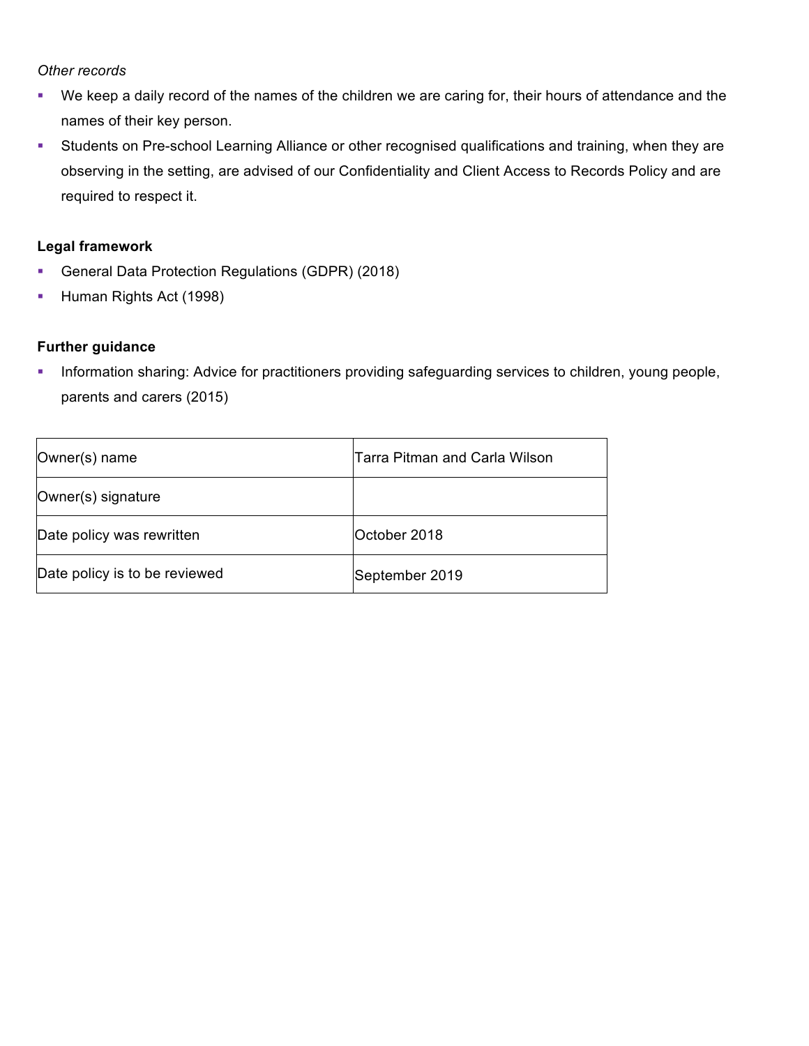*Other records*

- We keep a daily record of the names of the children we are caring for, their hours of attendance and the names of their key person.
- Students on Pre-school Learning Alliance or other recognised qualifications and training, when they are observing in the setting, are advised of our Confidentiality and Client Access to Records Policy and are required to respect it.

**Legal framework**

- General Data Protection Regulations (GDPR) (2018)
- Human Rights Act (1998)

**Further guidance**

- Information sharing: Advice for practitioners providing safeguarding services to children, young people, parents and carers (2015)

| | |
|---|---|
| Owner(s) name | Tarra Pitman and Carla Wilson |
| Owner(s) signature | |
| Date policy was rewritten | October 2018 |
| Date policy is to be reviewed | September 2019 |